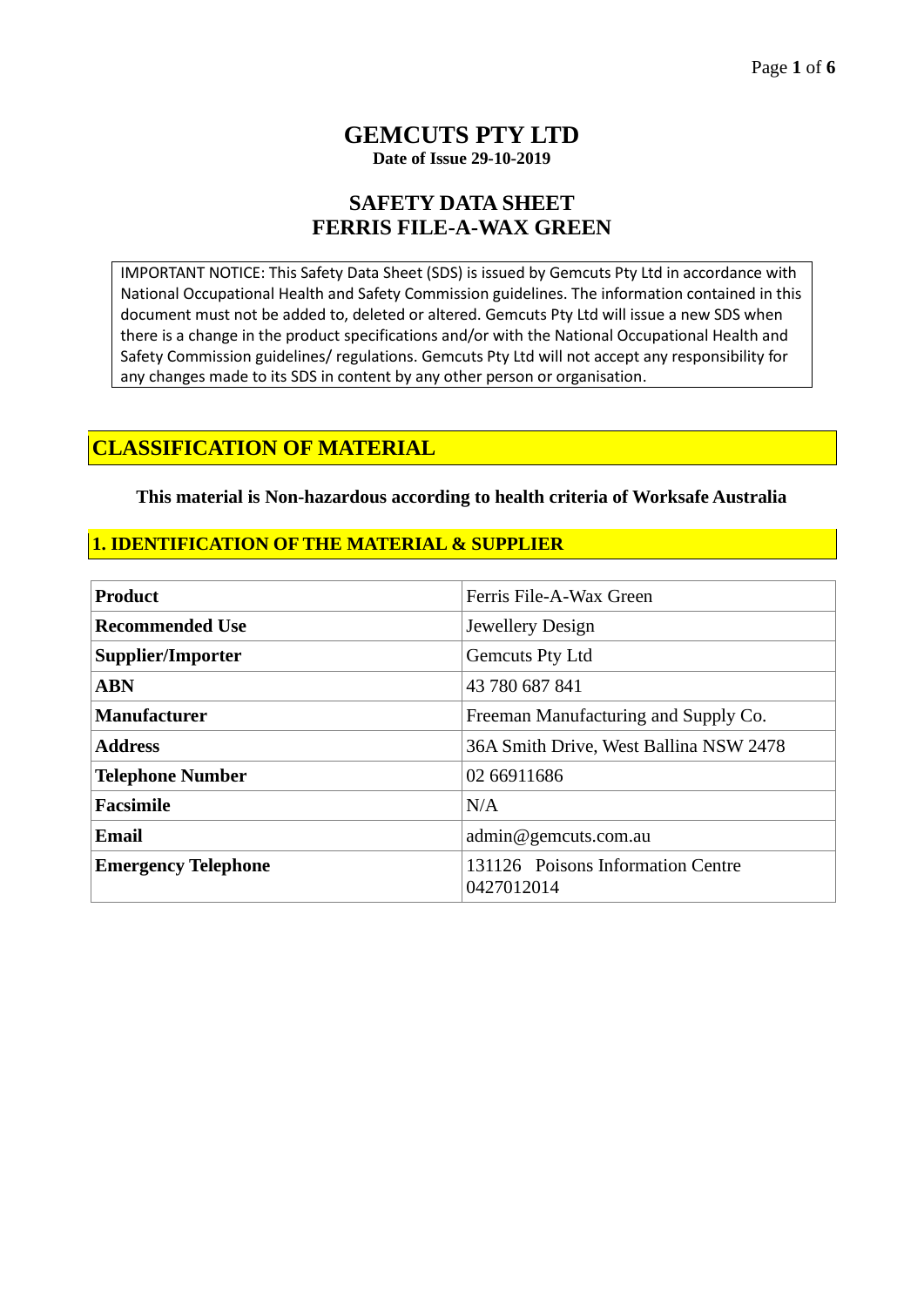# GEMCUTS PTY LTD

**Date of Issue 29-10-2019**

## SAFETY DATA SHEET
## FERRIS FILE-A-WAX GREEN

IMPORTANT NOTICE: This Safety Data Sheet (SDS) is issued by Gemcuts Pty Ltd in accordance with National Occupational Health and Safety Commission guidelines. The information contained in this document must not be added to, deleted or altered. Gemcuts Pty Ltd will issue a new SDS when there is a change in the product specifications and/or with the National Occupational Health and Safety Commission guidelines/ regulations. Gemcuts Pty Ltd will not accept any responsibility for any changes made to its SDS in content by any other person or organisation.

## CLASSIFICATION OF MATERIAL

**This material is Non-hazardous according to health criteria of Worksafe Australia**

## 1. IDENTIFICATION OF THE MATERIAL & SUPPLIER

| | |
|---|---|
| **Product** | Ferris File-A-Wax Green |
| **Recommended Use** | Jewellery Design |
| **Supplier/Importer** | Gemcuts Pty Ltd |
| **ABN** | 43 780 687 841 |
| **Manufacturer** | Freeman Manufacturing and Supply Co. |
| **Address** | 36A Smith Drive, West Ballina NSW 2478 |
| **Telephone Number** | 02 66911686 |
| **Facsimile** | N/A |
| **Email** | admin@gemcuts.com.au |
| **Emergency Telephone** | 131126 Poisons Information Centre 0427012014 |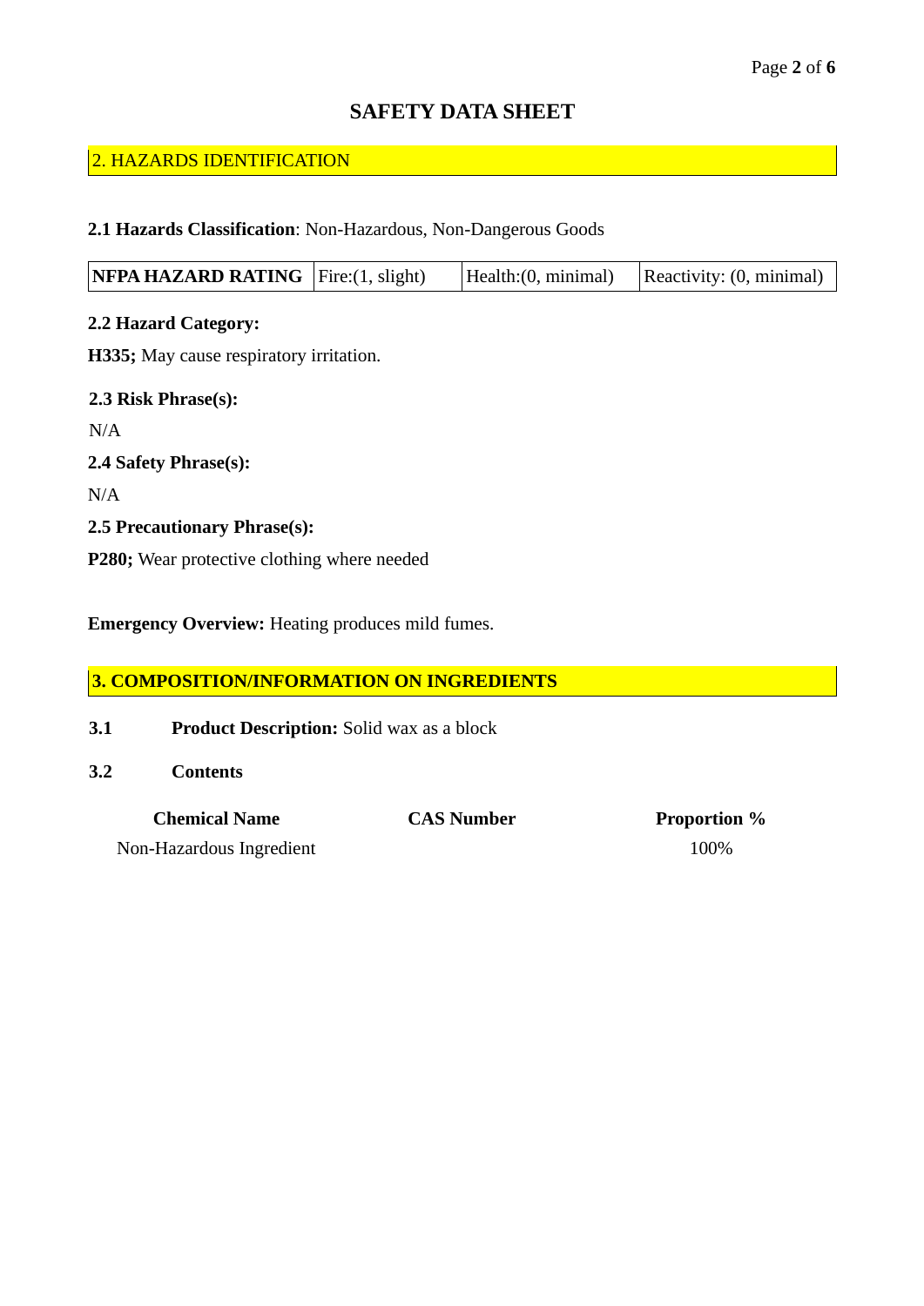# SAFETY DATA SHEET

## 2. HAZARDS IDENTIFICATION

**2.1 Hazards Classification**: Non-Hazardous, Non-Dangerous Goods

| **NFPA HAZARD RATING** | Fire:(1, slight) | Health:(0, minimal) | Reactivity: (0, minimal) |
|---|---|---|---|

**2.2 Hazard Category:**

**H335;** May cause respiratory irritation.

**2.3 Risk Phrase(s):**

N/A

**2.4 Safety Phrase(s):**

N/A

**2.5 Precautionary Phrase(s):**

**P280;** Wear protective clothing where needed

**Emergency Overview:** Heating produces mild fumes.

## 3. COMPOSITION/INFORMATION ON INGREDIENTS

**3.1** **Product Description:** Solid wax as a block

**3.2** **Contents**

| Chemical Name | CAS Number | Proportion % |
|---|---|---|
| Non-Hazardous Ingredient | | 100% |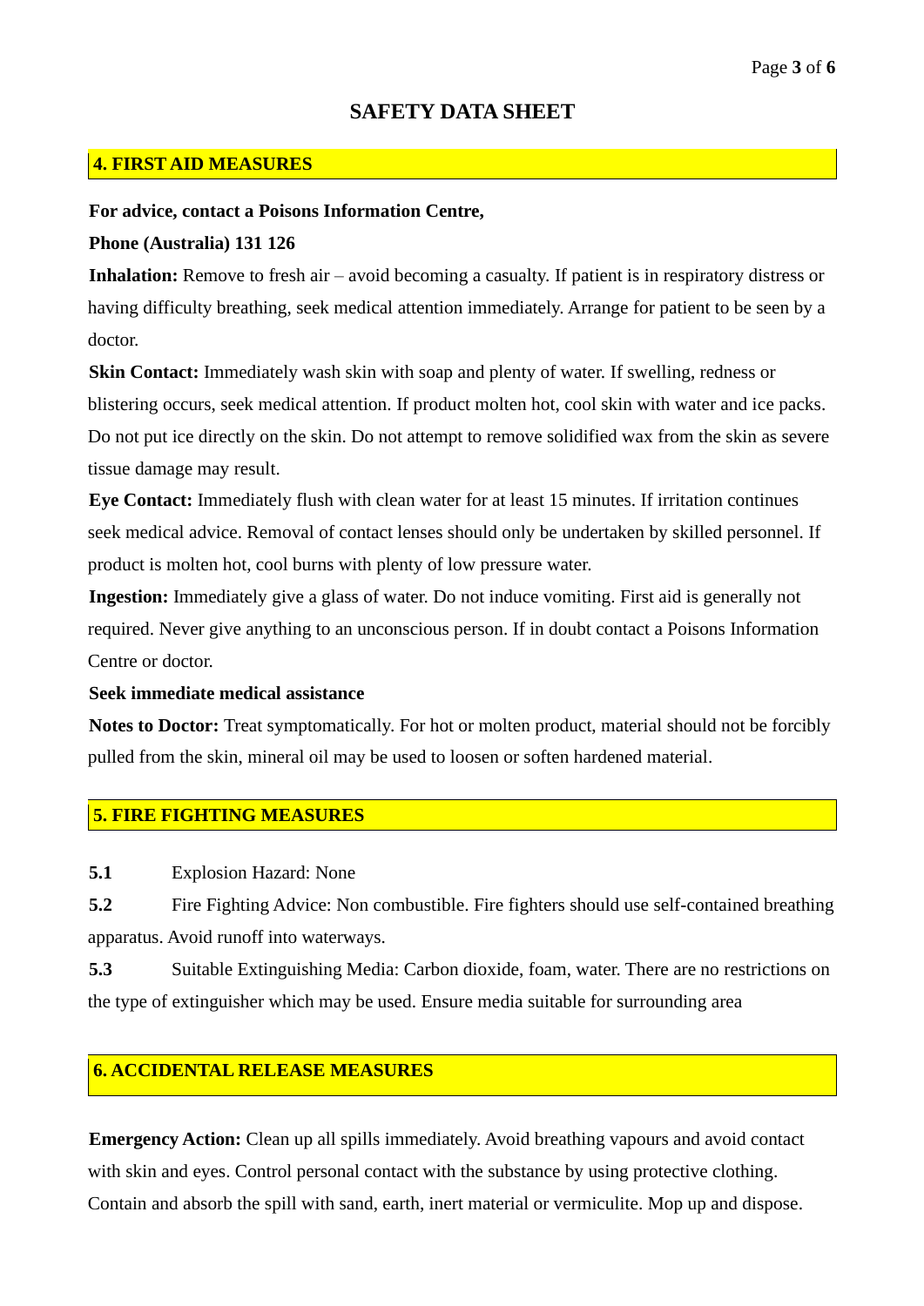# SAFETY DATA SHEET

## 4. FIRST AID MEASURES

**For advice, contact a Poisons Information Centre,**

**Phone (Australia) 131 126**

**Inhalation:** Remove to fresh air – avoid becoming a casualty. If patient is in respiratory distress or having difficulty breathing, seek medical attention immediately. Arrange for patient to be seen by a doctor.

**Skin Contact:** Immediately wash skin with soap and plenty of water. If swelling, redness or blistering occurs, seek medical attention. If product molten hot, cool skin with water and ice packs. Do not put ice directly on the skin. Do not attempt to remove solidified wax from the skin as severe tissue damage may result.

**Eye Contact:** Immediately flush with clean water for at least 15 minutes. If irritation continues seek medical advice. Removal of contact lenses should only be undertaken by skilled personnel. If product is molten hot, cool burns with plenty of low pressure water.

**Ingestion:** Immediately give a glass of water. Do not induce vomiting. First aid is generally not required. Never give anything to an unconscious person. If in doubt contact a Poisons Information Centre or doctor.

**Seek immediate medical assistance**

**Notes to Doctor:** Treat symptomatically. For hot or molten product, material should not be forcibly pulled from the skin, mineral oil may be used to loosen or soften hardened material.

## 5. FIRE FIGHTING MEASURES

**5.1** Explosion Hazard: None

**5.2** Fire Fighting Advice: Non combustible. Fire fighters should use self-contained breathing apparatus. Avoid runoff into waterways.

**5.3** Suitable Extinguishing Media: Carbon dioxide, foam, water. There are no restrictions on the type of extinguisher which may be used. Ensure media suitable for surrounding area

## 6. ACCIDENTAL RELEASE MEASURES

**Emergency Action:** Clean up all spills immediately. Avoid breathing vapours and avoid contact with skin and eyes. Control personal contact with the substance by using protective clothing. Contain and absorb the spill with sand, earth, inert material or vermiculite. Mop up and dispose.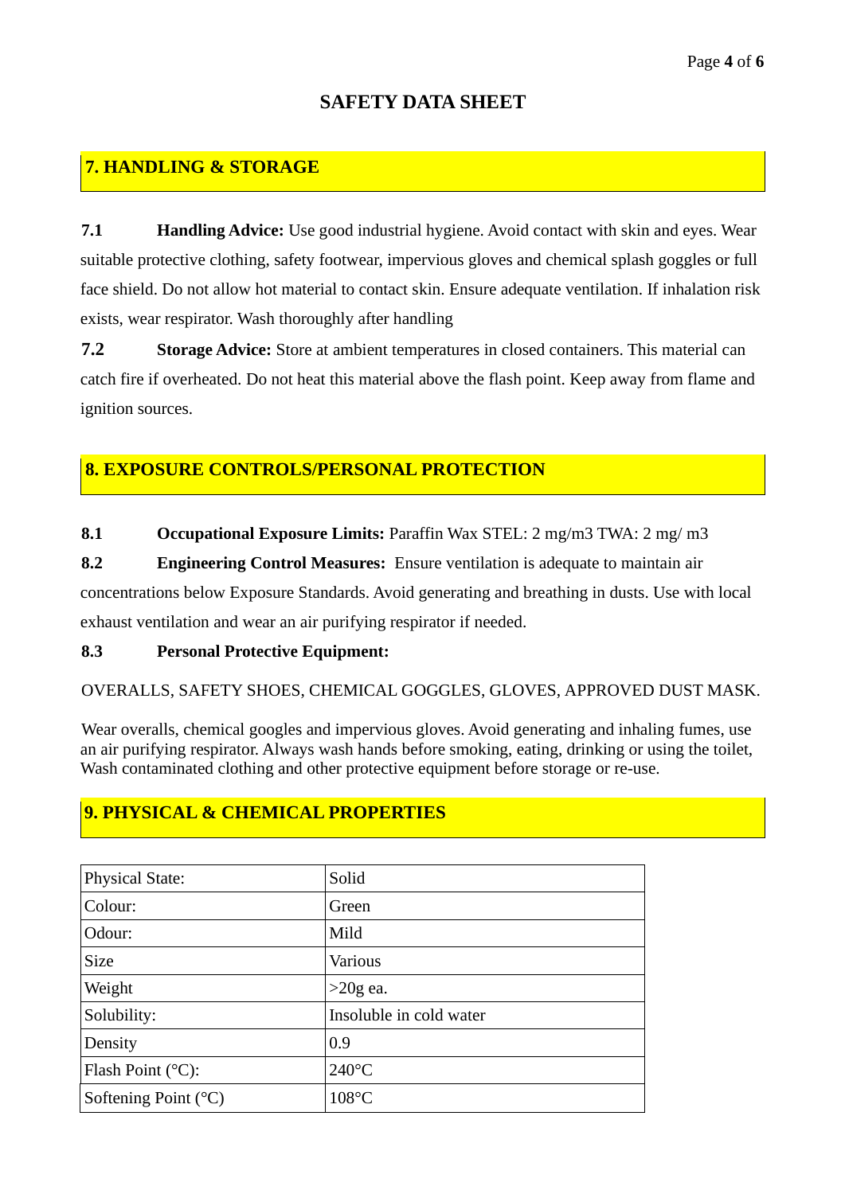# SAFETY DATA SHEET

## 7. HANDLING & STORAGE

**7.1 Handling Advice:** Use good industrial hygiene. Avoid contact with skin and eyes. Wear suitable protective clothing, safety footwear, impervious gloves and chemical splash goggles or full face shield. Do not allow hot material to contact skin. Ensure adequate ventilation. If inhalation risk exists, wear respirator. Wash thoroughly after handling

**7.2 Storage Advice:** Store at ambient temperatures in closed containers. This material can catch fire if overheated. Do not heat this material above the flash point. Keep away from flame and ignition sources.

## 8. EXPOSURE CONTROLS/PERSONAL PROTECTION

**8.1 Occupational Exposure Limits:** Paraffin Wax STEL: 2 mg/m3 TWA: 2 mg/ m3

**8.2 Engineering Control Measures:** Ensure ventilation is adequate to maintain air concentrations below Exposure Standards. Avoid generating and breathing in dusts. Use with local exhaust ventilation and wear an air purifying respirator if needed.

**8.3 Personal Protective Equipment:**

OVERALLS, SAFETY SHOES, CHEMICAL GOGGLES, GLOVES, APPROVED DUST MASK.

Wear overalls, chemical googles and impervious gloves. Avoid generating and inhaling fumes, use an air purifying respirator. Always wash hands before smoking, eating, drinking or using the toilet, Wash contaminated clothing and other protective equipment before storage or re-use.

## 9. PHYSICAL & CHEMICAL PROPERTIES

| Property | Value |
|---|---|
| Physical State: | Solid |
| Colour: | Green |
| Odour: | Mild |
| Size | Various |
| Weight | >20g ea. |
| Solubility: | Insoluble in cold water |
| Density | 0.9 |
| Flash Point (°C): | 240°C |
| Softening Point (°C) | 108°C |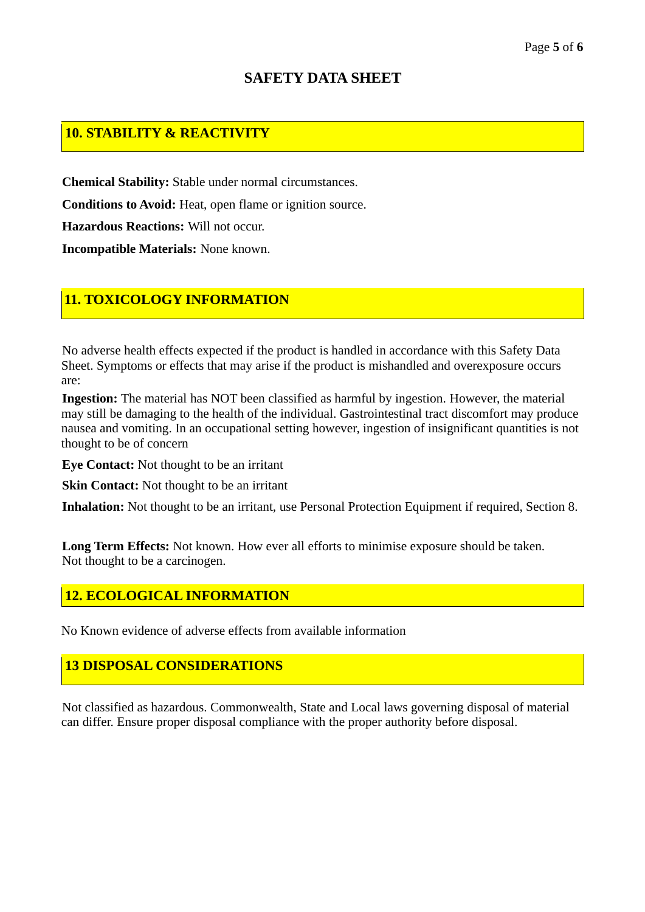# SAFETY DATA SHEET

## 10. STABILITY & REACTIVITY

**Chemical Stability:** Stable under normal circumstances.

**Conditions to Avoid:** Heat, open flame or ignition source.

**Hazardous Reactions:** Will not occur.

**Incompatible Materials:** None known.

## 11. TOXICOLOGY INFORMATION

No adverse health effects expected if the product is handled in accordance with this Safety Data Sheet. Symptoms or effects that may arise if the product is mishandled and overexposure occurs are:

**Ingestion:** The material has NOT been classified as harmful by ingestion. However, the material may still be damaging to the health of the individual. Gastrointestinal tract discomfort may produce nausea and vomiting. In an occupational setting however, ingestion of insignificant quantities is not thought to be of concern

**Eye Contact:** Not thought to be an irritant

**Skin Contact:** Not thought to be an irritant

**Inhalation:** Not thought to be an irritant, use Personal Protection Equipment if required, Section 8.

**Long Term Effects:** Not known. How ever all efforts to minimise exposure should be taken. Not thought to be a carcinogen.

## 12. ECOLOGICAL INFORMATION

No Known evidence of adverse effects from available information

## 13 DISPOSAL CONSIDERATIONS

Not classified as hazardous. Commonwealth, State and Local laws governing disposal of material can differ. Ensure proper disposal compliance with the proper authority before disposal.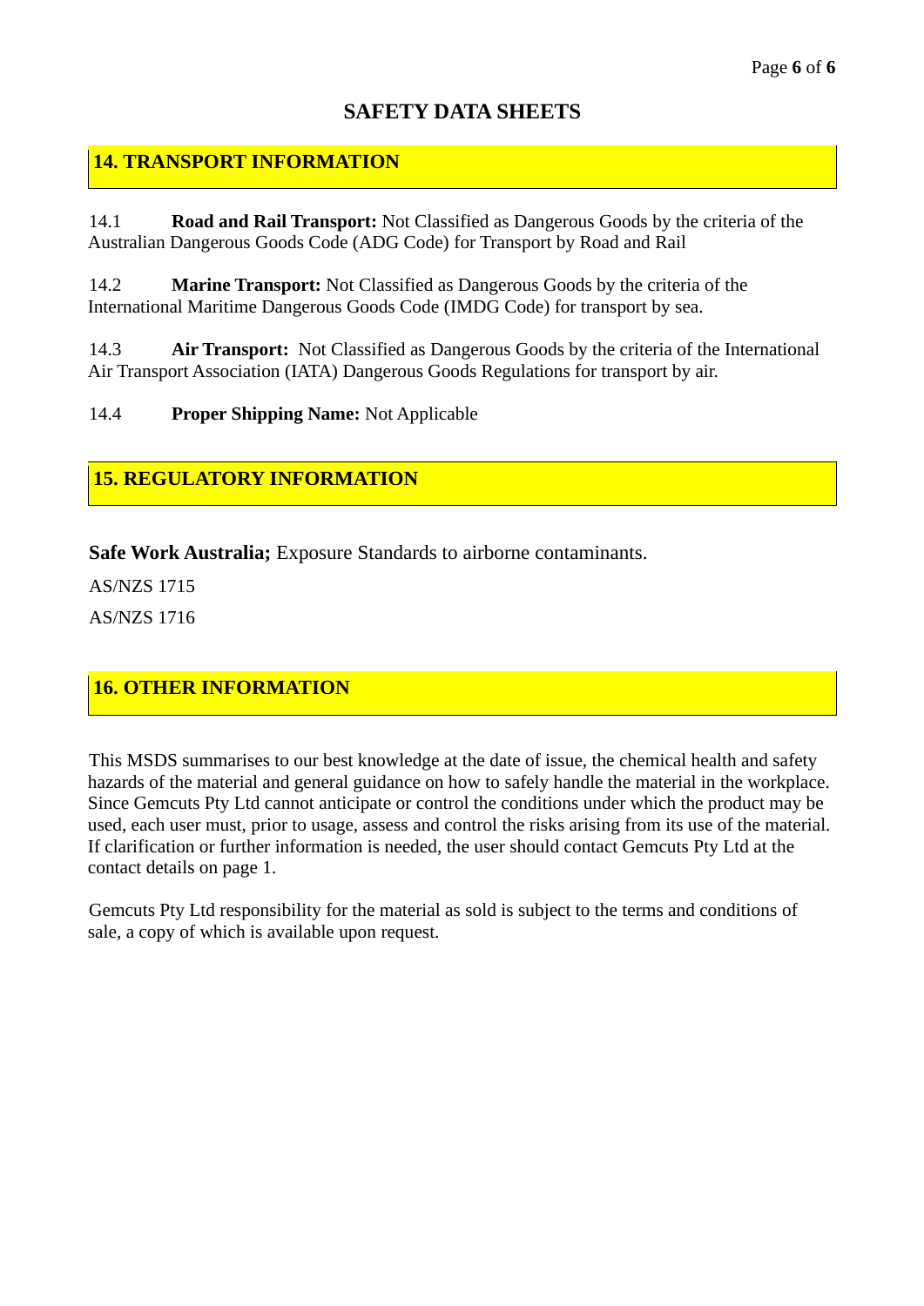## SAFETY DATA SHEETS

## 14. TRANSPORT INFORMATION

14.1 **Road and Rail Transport:** Not Classified as Dangerous Goods by the criteria of the Australian Dangerous Goods Code (ADG Code) for Transport by Road and Rail

14.2 **Marine Transport:** Not Classified as Dangerous Goods by the criteria of the International Maritime Dangerous Goods Code (IMDG Code) for transport by sea.

14.3 **Air Transport:** Not Classified as Dangerous Goods by the criteria of the International Air Transport Association (IATA) Dangerous Goods Regulations for transport by air.

14.4 **Proper Shipping Name:** Not Applicable

## 15. REGULATORY INFORMATION

**Safe Work Australia;** Exposure Standards to airborne contaminants.

AS/NZS 1715

AS/NZS 1716

## 16. OTHER INFORMATION

This MSDS summarises to our best knowledge at the date of issue, the chemical health and safety hazards of the material and general guidance on how to safely handle the material in the workplace. Since Gemcuts Pty Ltd cannot anticipate or control the conditions under which the product may be used, each user must, prior to usage, assess and control the risks arising from its use of the material. If clarification or further information is needed, the user should contact Gemcuts Pty Ltd at the contact details on page 1.

Gemcuts Pty Ltd responsibility for the material as sold is subject to the terms and conditions of sale, a copy of which is available upon request.